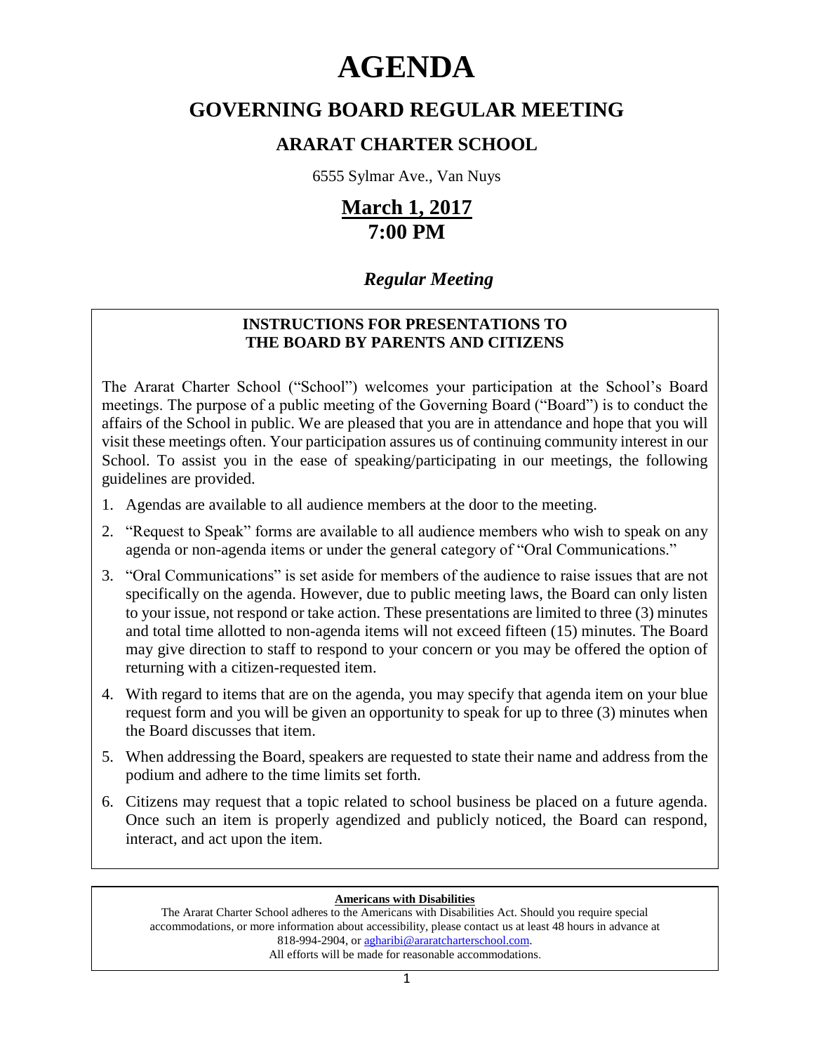# AGENDA

## GOVERNING BOARD REGULAR MEETING

### ARARAT CHARTER SCHOOL

6555 Sylmar Ave., Van Nuys

## March 1, 2017
## 7:00 PM

### *Regular Meeting*

**INSTRUCTIONS FOR PRESENTATIONS TO THE BOARD BY PARENTS AND CITIZENS**

The Ararat Charter School ("School") welcomes your participation at the School's Board meetings. The purpose of a public meeting of the Governing Board ("Board") is to conduct the affairs of the School in public. We are pleased that you are in attendance and hope that you will visit these meetings often. Your participation assures us of continuing community interest in our School. To assist you in the ease of speaking/participating in our meetings, the following guidelines are provided.

1. Agendas are available to all audience members at the door to the meeting.
2. "Request to Speak" forms are available to all audience members who wish to speak on any agenda or non-agenda items or under the general category of "Oral Communications."
3. "Oral Communications" is set aside for members of the audience to raise issues that are not specifically on the agenda. However, due to public meeting laws, the Board can only listen to your issue, not respond or take action. These presentations are limited to three (3) minutes and total time allotted to non-agenda items will not exceed fifteen (15) minutes. The Board may give direction to staff to respond to your concern or you may be offered the option of returning with a citizen-requested item.
4. With regard to items that are on the agenda, you may specify that agenda item on your blue request form and you will be given an opportunity to speak for up to three (3) minutes when the Board discusses that item.
5. When addressing the Board, speakers are requested to state their name and address from the podium and adhere to the time limits set forth.
6. Citizens may request that a topic related to school business be placed on a future agenda. Once such an item is properly agendized and publicly noticed, the Board can respond, interact, and act upon the item.

**Americans with Disabilities**

The Ararat Charter School adheres to the Americans with Disabilities Act. Should you require special accommodations, or more information about accessibility, please contact us at least 48 hours in advance at 818-994-2904, or agharibi@araratcharterschool.com.
All efforts will be made for reasonable accommodations.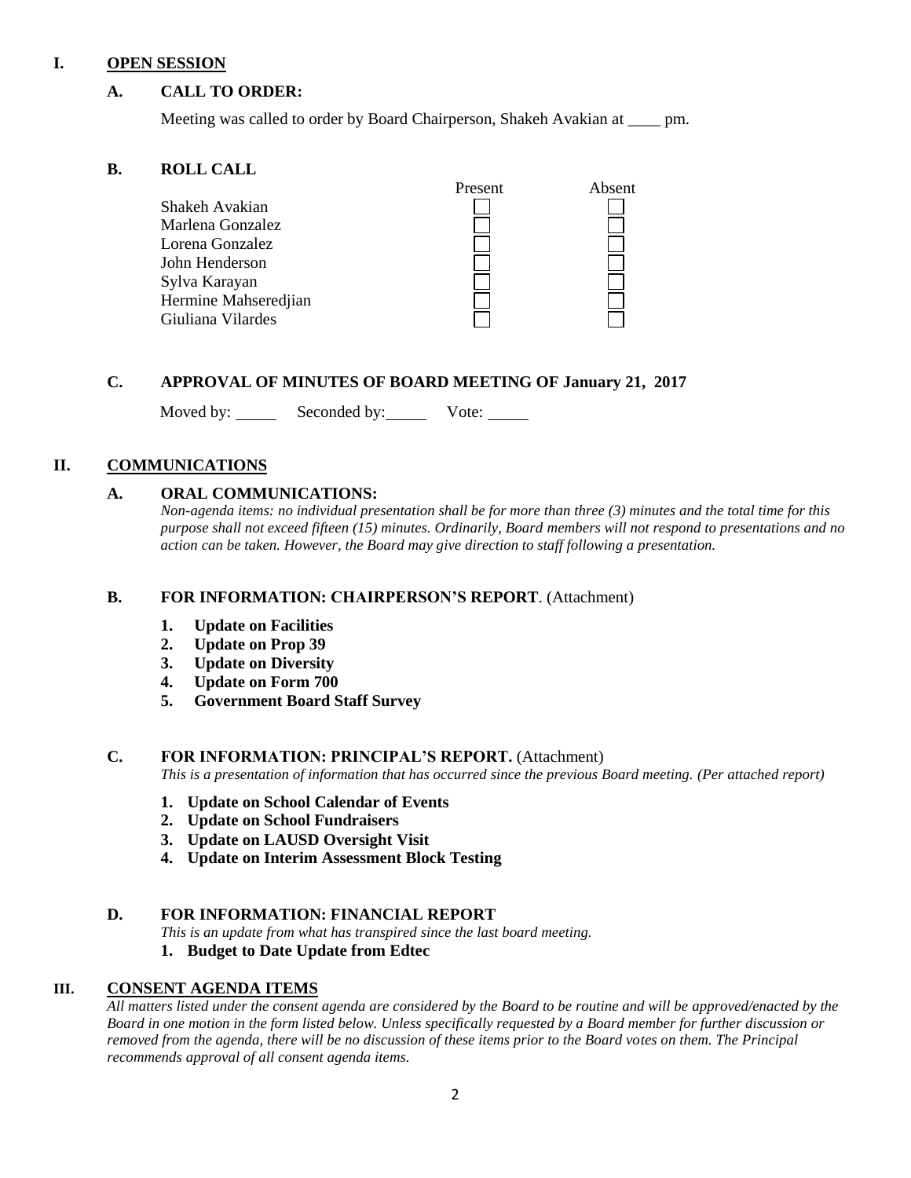## I. OPEN SESSION

### A. CALL TO ORDER:

Meeting was called to order by Board Chairperson, Shakeh Avakian at ____ pm.

### B. ROLL CALL

| | Present | Absent |
|---|---|---|
| Shakeh Avakian | ☐ | ☐ |
| Marlena Gonzalez | ☐ | ☐ |
| Lorena Gonzalez | ☐ | ☐ |
| John Henderson | ☐ | ☐ |
| Sylva Karayan | ☐ | ☐ |
| Hermine Mahseredjian | ☐ | ☐ |
| Giuliana Vilardes | ☐ | ☐ |

### C. APPROVAL OF MINUTES OF BOARD MEETING OF January 21, 2017

Moved by: _____ Seconded by: _____ Vote: _____

## II. COMMUNICATIONS

### A. ORAL COMMUNICATIONS:

*Non-agenda items: no individual presentation shall be for more than three (3) minutes and the total time for this purpose shall not exceed fifteen (15) minutes. Ordinarily, Board members will not respond to presentations and no action can be taken. However, the Board may give direction to staff following a presentation.*

### B. FOR INFORMATION: CHAIRPERSON'S REPORT. (Attachment)

1. **Update on Facilities**
2. **Update on Prop 39**
3. **Update on Diversity**
4. **Update on Form 700**
5. **Government Board Staff Survey**

### C. FOR INFORMATION: PRINCIPAL'S REPORT. (Attachment)

*This is a presentation of information that has occurred since the previous Board meeting. (Per attached report)*

1. **Update on School Calendar of Events**
2. **Update on School Fundraisers**
3. **Update on LAUSD Oversight Visit**
4. **Update on Interim Assessment Block Testing**

### D. FOR INFORMATION: FINANCIAL REPORT

*This is an update from what has transpired since the last board meeting.*

1. **Budget to Date Update from Edtec**

## III. CONSENT AGENDA ITEMS

*All matters listed under the consent agenda are considered by the Board to be routine and will be approved/enacted by the Board in one motion in the form listed below. Unless specifically requested by a Board member for further discussion or removed from the agenda, there will be no discussion of these items prior to the Board votes on them. The Principal recommends approval of all consent agenda items.*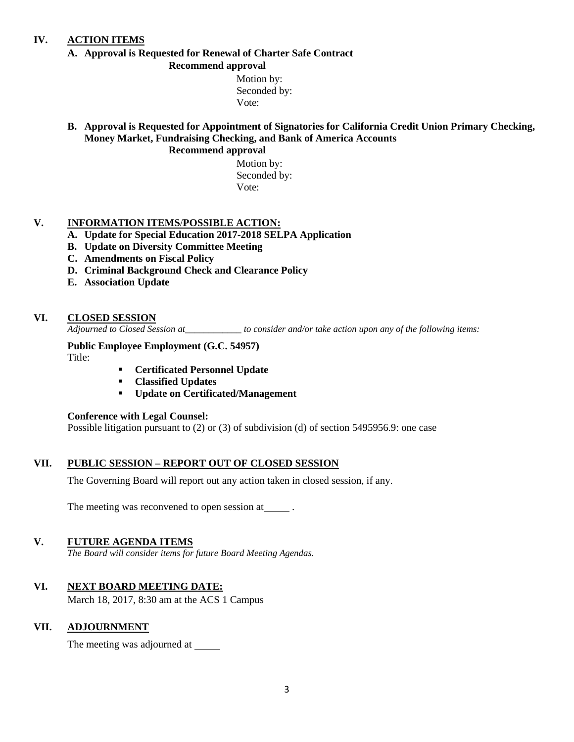## IV. ACTION ITEMS

**A. Approval is Requested for Renewal of Charter Safe Contract**

**Recommend approval**

Motion by:
Seconded by:
Vote:

**B. Approval is Requested for Appointment of Signatories for California Credit Union Primary Checking, Money Market, Fundraising Checking, and Bank of America Accounts**

**Recommend approval**

Motion by:
Seconded by:
Vote:

## V. INFORMATION ITEMS/POSSIBLE ACTION:

**A. Update for Special Education 2017-2018 SELPA Application**
**B. Update on Diversity Committee Meeting**
**C. Amendments on Fiscal Policy**
**D. Criminal Background Check and Clearance Policy**
**E. Association Update**

## VI. CLOSED SESSION

*Adjourned to Closed Session at____________ to consider and/or take action upon any of the following items:*

**Public Employee Employment (G.C. 54957)**
Title:

- **Certificated Personnel Update**
- **Classified Updates**
- **Update on Certificated/Management**

**Conference with Legal Counsel:**
Possible litigation pursuant to (2) or (3) of subdivision (d) of section 5495956.9: one case

## VII. PUBLIC SESSION – REPORT OUT OF CLOSED SESSION

The Governing Board will report out any action taken in closed session, if any.

The meeting was reconvened to open session at_____ .

## V. FUTURE AGENDA ITEMS

*The Board will consider items for future Board Meeting Agendas.*

## VI. NEXT BOARD MEETING DATE:

March 18, 2017, 8:30 am at the ACS 1 Campus

## VII. ADJOURNMENT

The meeting was adjourned at _____